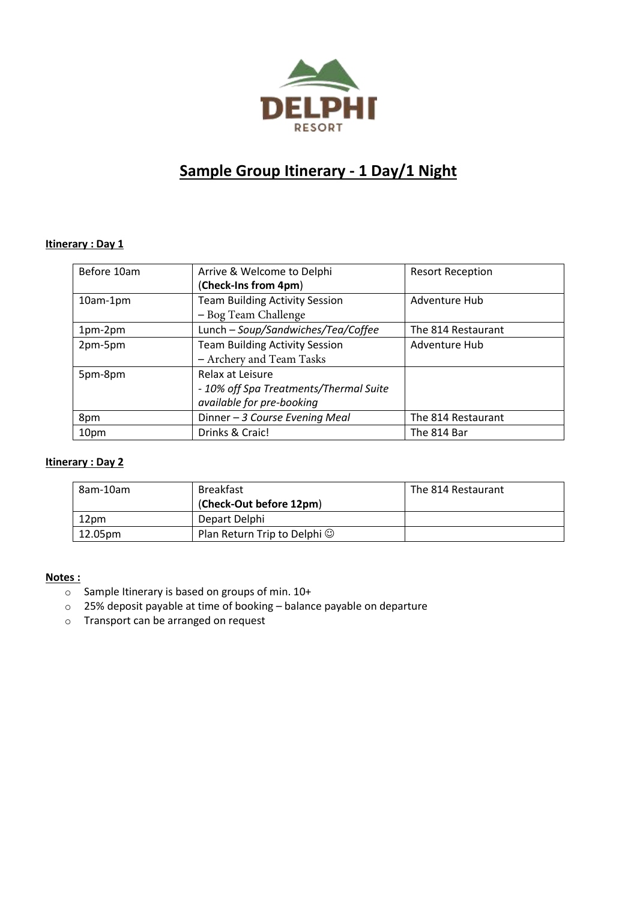DELPHI

RESORT

# Sample Group Itinerary - 1 Day/1 Night

**Itinerary : Day 1**

| | | |
|---|---|---|
| Before 10am | Arrive & Welcome to Delphi<br>(**Check-Ins from 4pm**) | Resort Reception |
| 10am-1pm | Team Building Activity Session<br>– Bog Team Challenge | Adventure Hub |
| 1pm-2pm | Lunch – *Soup/Sandwiches/Tea/Coffee* | The 814 Restaurant |
| 2pm-5pm | Team Building Activity Session<br>– Archery and Team Tasks | Adventure Hub |
| 5pm-8pm | Relax at Leisure<br>*- 10% off Spa Treatments/Thermal Suite available for pre-booking* | |
| 8pm | Dinner – *3 Course Evening Meal* | The 814 Restaurant |
| 10pm | Drinks & Craic! | The 814 Bar |

**Itinerary : Day 2**

| | | |
|---|---|---|
| 8am-10am | Breakfast<br>(**Check-Out before 12pm**) | The 814 Restaurant |
| 12pm | Depart Delphi | |
| 12.05pm | Plan Return Trip to Delphi ☺ | |

**Notes :**

- Sample Itinerary is based on groups of min. 10+
- 25% deposit payable at time of booking – balance payable on departure
- Transport can be arranged on request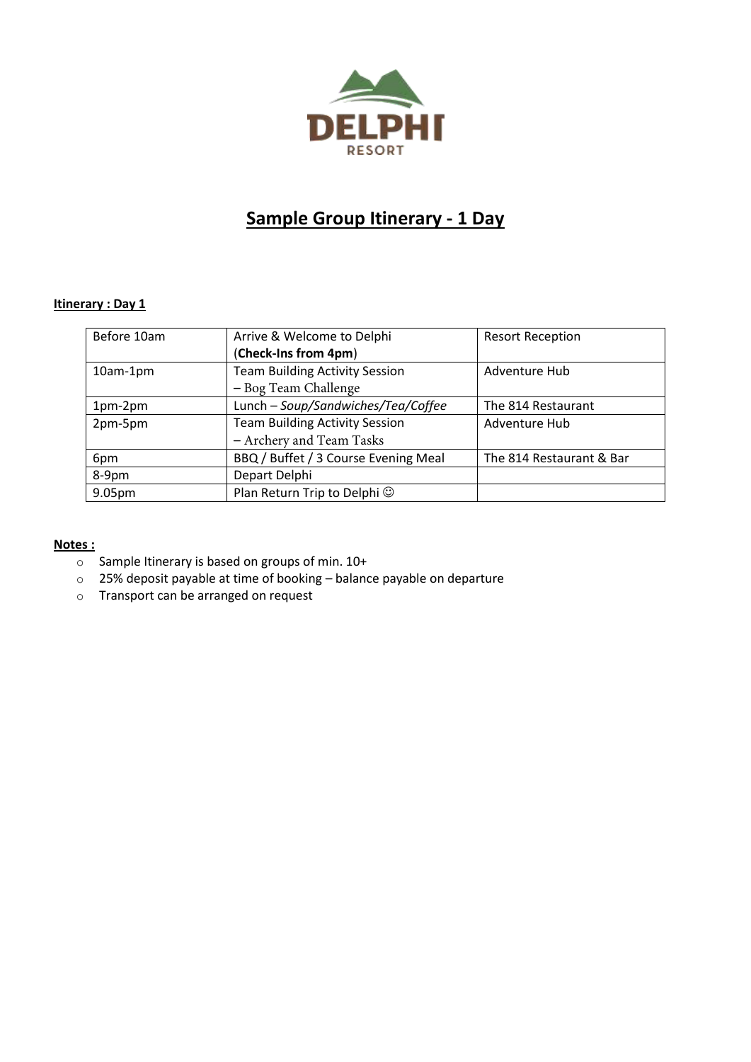# Sample Group Itinerary - 1 Day

**Itinerary : Day 1**

| | | |
|---|---|---|
| Before 10am | Arrive & Welcome to Delphi (**Check-Ins from 4pm**) | Resort Reception |
| 10am-1pm | Team Building Activity Session – Bog Team Challenge | Adventure Hub |
| 1pm-2pm | Lunch – *Soup/Sandwiches/Tea/Coffee* | The 814 Restaurant |
| 2pm-5pm | Team Building Activity Session – Archery and Team Tasks | Adventure Hub |
| 6pm | BBQ / Buffet / 3 Course Evening Meal | The 814 Restaurant & Bar |
| 8-9pm | Depart Delphi | |
| 9.05pm | Plan Return Trip to Delphi ☺ | |

**Notes :**

- Sample Itinerary is based on groups of min. 10+
- 25% deposit payable at time of booking – balance payable on departure
- Transport can be arranged on request